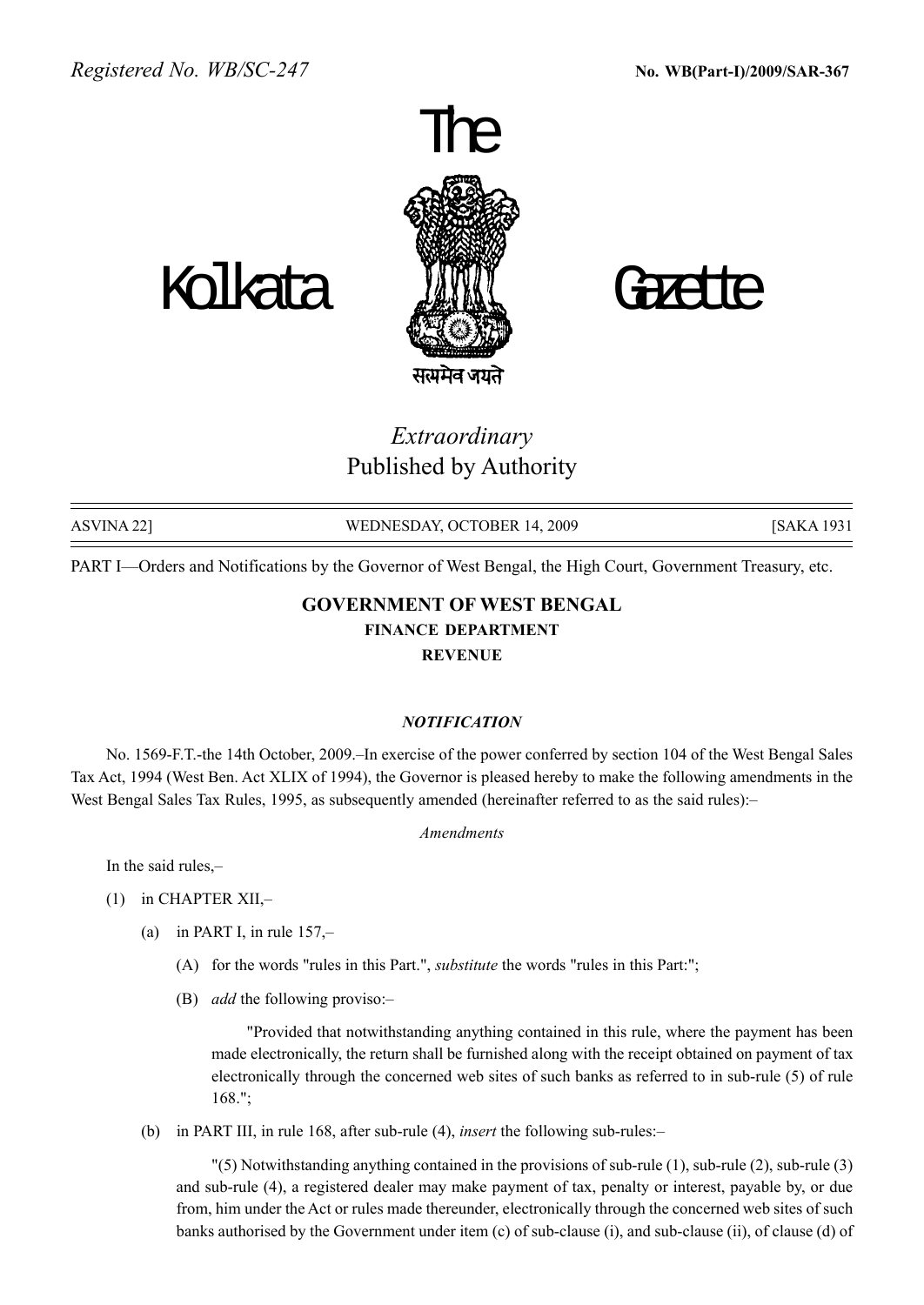Registered No. WB/SC-247 **No. WB(Part-I)/2009/SAR-367**

# The Kolkata Gazette

सत्यमेव जयते

*Extraordinary*
Published by Authority

ASVINA 22] WEDNESDAY, OCTOBER 14, 2009 [SAKA 1931

PART I—Orders and Notifications by the Governor of West Bengal, the High Court, Government Treasury, etc.

## GOVERNMENT OF WEST BENGAL
### FINANCE DEPARTMENT
### REVENUE

***NOTIFICATION***

No. 1569-F.T.-the 14th October, 2009.–In exercise of the power conferred by section 104 of the West Bengal Sales Tax Act, 1994 (West Ben. Act XLIX of 1994), the Governor is pleased hereby to make the following amendments in the West Bengal Sales Tax Rules, 1995, as subsequently amended (hereinafter referred to as the said rules):–

*Amendments*

In the said rules,–

(1) in CHAPTER XII,–

(a) in PART I, in rule 157,–

(A) for the words "rules in this Part.", *substitute* the words "rules in this Part:";

(B) *add* the following proviso:–

"Provided that notwithstanding anything contained in this rule, where the payment has been made electronically, the return shall be furnished along with the receipt obtained on payment of tax electronically through the concerned web sites of such banks as referred to in sub-rule (5) of rule 168.";

(b) in PART III, in rule 168, after sub-rule (4), *insert* the following sub-rules:–

"(5) Notwithstanding anything contained in the provisions of sub-rule (1), sub-rule (2), sub-rule (3) and sub-rule (4), a registered dealer may make payment of tax, penalty or interest, payable by, or due from, him under the Act or rules made thereunder, electronically through the concerned web sites of such banks authorised by the Government under item (c) of sub-clause (i), and sub-clause (ii), of clause (d) of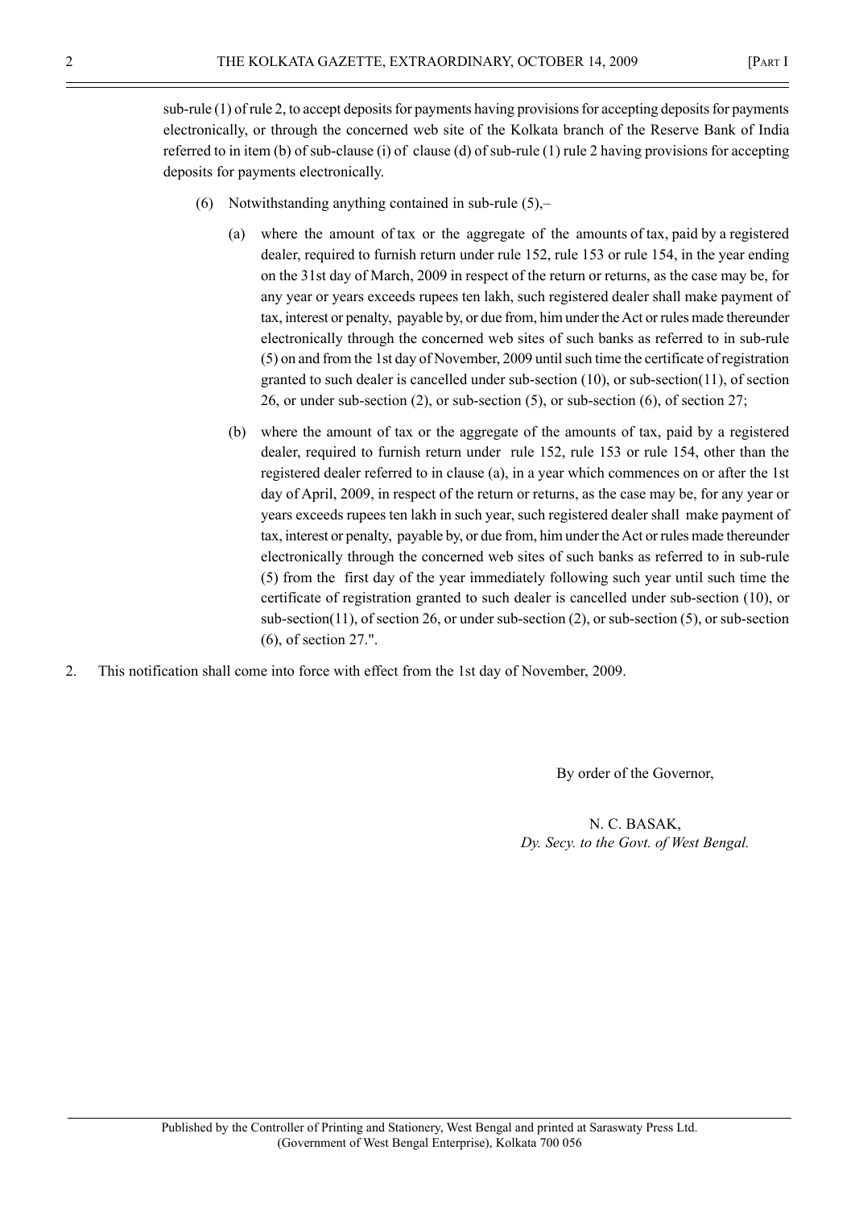sub-rule (1) of rule 2, to accept deposits for payments having provisions for accepting deposits for payments electronically, or through the concerned web site of the Kolkata branch of the Reserve Bank of India referred to in item (b) of sub-clause (i) of clause (d) of sub-rule (1) rule 2 having provisions for accepting deposits for payments electronically.

(6) Notwithstanding anything contained in sub-rule (5),–

(a) where the amount of tax or the aggregate of the amounts of tax, paid by a registered dealer, required to furnish return under rule 152, rule 153 or rule 154, in the year ending on the 31st day of March, 2009 in respect of the return or returns, as the case may be, for any year or years exceeds rupees ten lakh, such registered dealer shall make payment of tax, interest or penalty, payable by, or due from, him under the Act or rules made thereunder electronically through the concerned web sites of such banks as referred to in sub-rule (5) on and from the 1st day of November, 2009 until such time the certificate of registration granted to such dealer is cancelled under sub-section (10), or sub-section(11), of section 26, or under sub-section (2), or sub-section (5), or sub-section (6), of section 27;

(b) where the amount of tax or the aggregate of the amounts of tax, paid by a registered dealer, required to furnish return under rule 152, rule 153 or rule 154, other than the registered dealer referred to in clause (a), in a year which commences on or after the 1st day of April, 2009, in respect of the return or returns, as the case may be, for any year or years exceeds rupees ten lakh in such year, such registered dealer shall make payment of tax, interest or penalty, payable by, or due from, him under the Act or rules made thereunder electronically through the concerned web sites of such banks as referred to in sub-rule (5) from the first day of the year immediately following such year until such time the certificate of registration granted to such dealer is cancelled under sub-section (10), or sub-section(11), of section 26, or under sub-section (2), or sub-section (5), or sub-section (6), of section 27.".

2. This notification shall come into force with effect from the 1st day of November, 2009.

By order of the Governor,

N. C. BASAK,
*Dy. Secy. to the Govt. of West Bengal.*

Published by the Controller of Printing and Stationery, West Bengal and printed at Saraswaty Press Ltd. (Government of West Bengal Enterprise), Kolkata 700 056